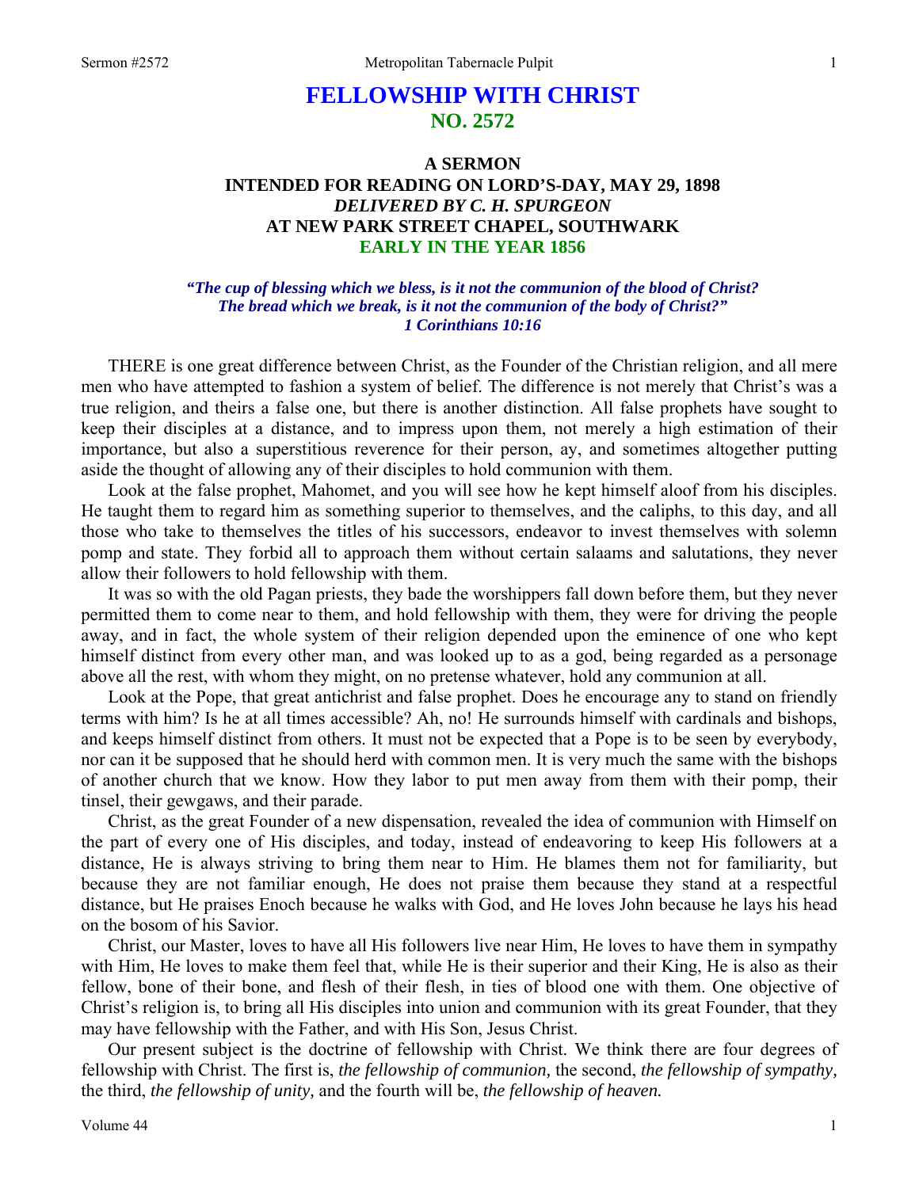# FELLOWSHIP WITH CHRIST
## NO. 2572

### A SERMON
### INTENDED FOR READING ON LORD'S-DAY, MAY 29, 1898
### *DELIVERED BY C. H. SPURGEON*
### AT NEW PARK STREET CHAPEL, SOUTHWARK
### EARLY IN THE YEAR 1856

***"The cup of blessing which we bless, is it not the communion of the blood of Christ? The bread which we break, is it not the communion of the body of Christ?"***
***1 Corinthians 10:16***

THERE is one great difference between Christ, as the Founder of the Christian religion, and all mere men who have attempted to fashion a system of belief. The difference is not merely that Christ's was a true religion, and theirs a false one, but there is another distinction. All false prophets have sought to keep their disciples at a distance, and to impress upon them, not merely a high estimation of their importance, but also a superstitious reverence for their person, ay, and sometimes altogether putting aside the thought of allowing any of their disciples to hold communion with them.

Look at the false prophet, Mahomet, and you will see how he kept himself aloof from his disciples. He taught them to regard him as something superior to themselves, and the caliphs, to this day, and all those who take to themselves the titles of his successors, endeavor to invest themselves with solemn pomp and state. They forbid all to approach them without certain salaams and salutations, they never allow their followers to hold fellowship with them.

It was so with the old Pagan priests, they bade the worshippers fall down before them, but they never permitted them to come near to them, and hold fellowship with them, they were for driving the people away, and in fact, the whole system of their religion depended upon the eminence of one who kept himself distinct from every other man, and was looked up to as a god, being regarded as a personage above all the rest, with whom they might, on no pretense whatever, hold any communion at all.

Look at the Pope, that great antichrist and false prophet. Does he encourage any to stand on friendly terms with him? Is he at all times accessible? Ah, no! He surrounds himself with cardinals and bishops, and keeps himself distinct from others. It must not be expected that a Pope is to be seen by everybody, nor can it be supposed that he should herd with common men. It is very much the same with the bishops of another church that we know. How they labor to put men away from them with their pomp, their tinsel, their gewgaws, and their parade.

Christ, as the great Founder of a new dispensation, revealed the idea of communion with Himself on the part of every one of His disciples, and today, instead of endeavoring to keep His followers at a distance, He is always striving to bring them near to Him. He blames them not for familiarity, but because they are not familiar enough, He does not praise them because they stand at a respectful distance, but He praises Enoch because he walks with God, and He loves John because he lays his head on the bosom of his Savior.

Christ, our Master, loves to have all His followers live near Him, He loves to have them in sympathy with Him, He loves to make them feel that, while He is their superior and their King, He is also as their fellow, bone of their bone, and flesh of their flesh, in ties of blood one with them. One objective of Christ's religion is, to bring all His disciples into union and communion with its great Founder, that they may have fellowship with the Father, and with His Son, Jesus Christ.

Our present subject is the doctrine of fellowship with Christ. We think there are four degrees of fellowship with Christ. The first is, *the fellowship of communion,* the second, *the fellowship of sympathy,* the third, *the fellowship of unity,* and the fourth will be, *the fellowship of heaven.*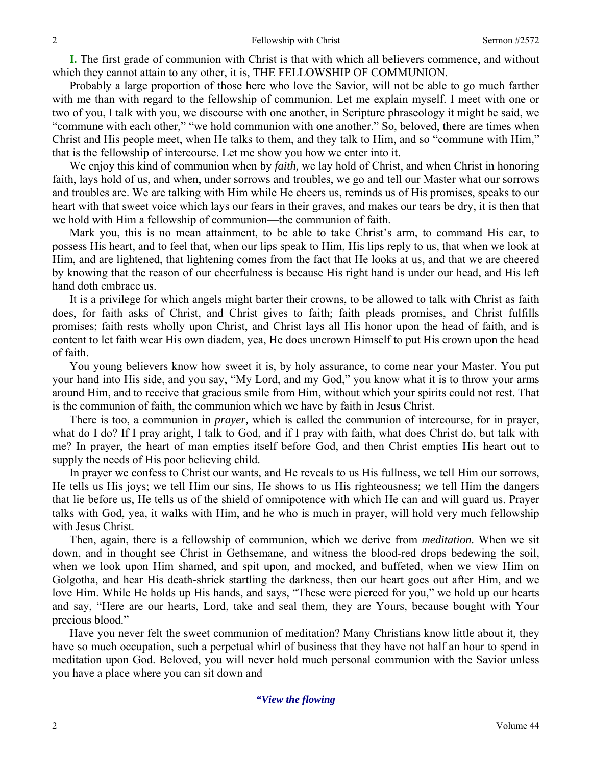**I.** The first grade of communion with Christ is that with which all believers commence, and without which they cannot attain to any other, it is, THE FELLOWSHIP OF COMMUNION.

Probably a large proportion of those here who love the Savior, will not be able to go much farther with me than with regard to the fellowship of communion. Let me explain myself. I meet with one or two of you, I talk with you, we discourse with one another, in Scripture phraseology it might be said, we "commune with each other," "we hold communion with one another." So, beloved, there are times when Christ and His people meet, when He talks to them, and they talk to Him, and so "commune with Him," that is the fellowship of intercourse. Let me show you how we enter into it.

We enjoy this kind of communion when by *faith,* we lay hold of Christ, and when Christ in honoring faith, lays hold of us, and when, under sorrows and troubles, we go and tell our Master what our sorrows and troubles are. We are talking with Him while He cheers us, reminds us of His promises, speaks to our heart with that sweet voice which lays our fears in their graves, and makes our tears be dry, it is then that we hold with Him a fellowship of communion—the communion of faith.

Mark you, this is no mean attainment, to be able to take Christ's arm, to command His ear, to possess His heart, and to feel that, when our lips speak to Him, His lips reply to us, that when we look at Him, and are lightened, that lightening comes from the fact that He looks at us, and that we are cheered by knowing that the reason of our cheerfulness is because His right hand is under our head, and His left hand doth embrace us.

It is a privilege for which angels might barter their crowns, to be allowed to talk with Christ as faith does, for faith asks of Christ, and Christ gives to faith; faith pleads promises, and Christ fulfills promises; faith rests wholly upon Christ, and Christ lays all His honor upon the head of faith, and is content to let faith wear His own diadem, yea, He does uncrown Himself to put His crown upon the head of faith.

You young believers know how sweet it is, by holy assurance, to come near your Master. You put your hand into His side, and you say, "My Lord, and my God," you know what it is to throw your arms around Him, and to receive that gracious smile from Him, without which your spirits could not rest. That is the communion of faith, the communion which we have by faith in Jesus Christ.

There is too, a communion in *prayer,* which is called the communion of intercourse, for in prayer, what do I do? If I pray aright, I talk to God, and if I pray with faith, what does Christ do, but talk with me? In prayer, the heart of man empties itself before God, and then Christ empties His heart out to supply the needs of His poor believing child.

In prayer we confess to Christ our wants, and He reveals to us His fullness, we tell Him our sorrows, He tells us His joys; we tell Him our sins, He shows to us His righteousness; we tell Him the dangers that lie before us, He tells us of the shield of omnipotence with which He can and will guard us. Prayer talks with God, yea, it walks with Him, and he who is much in prayer, will hold very much fellowship with Jesus Christ.

Then, again, there is a fellowship of communion, which we derive from *meditation.* When we sit down, and in thought see Christ in Gethsemane, and witness the blood-red drops bedewing the soil, when we look upon Him shamed, and spit upon, and mocked, and buffeted, when we view Him on Golgotha, and hear His death-shriek startling the darkness, then our heart goes out after Him, and we love Him. While He holds up His hands, and says, "These were pierced for you," we hold up our hearts and say, "Here are our hearts, Lord, take and seal them, they are Yours, because bought with Your precious blood."

Have you never felt the sweet communion of meditation? Many Christians know little about it, they have so much occupation, such a perpetual whirl of business that they have not half an hour to spend in meditation upon God. Beloved, you will never hold much personal communion with the Savior unless you have a place where you can sit down and—

*"View the flowing*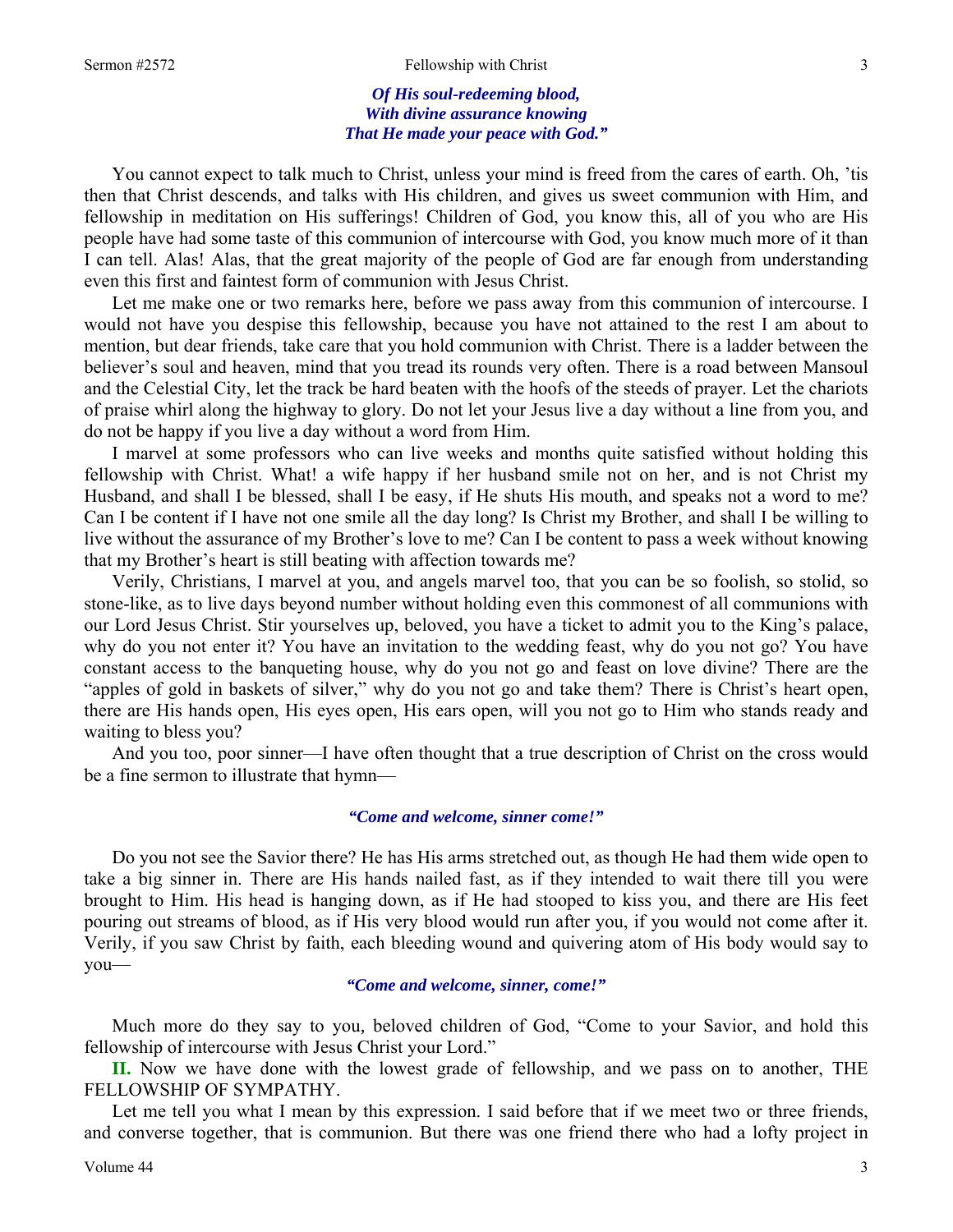*Of His soul-redeeming blood,*
*With divine assurance knowing*
*That He made your peace with God."*

You cannot expect to talk much to Christ, unless your mind is freed from the cares of earth. Oh, 'tis then that Christ descends, and talks with His children, and gives us sweet communion with Him, and fellowship in meditation on His sufferings! Children of God, you know this, all of you who are His people have had some taste of this communion of intercourse with God, you know much more of it than I can tell. Alas! Alas, that the great majority of the people of God are far enough from understanding even this first and faintest form of communion with Jesus Christ.

Let me make one or two remarks here, before we pass away from this communion of intercourse. I would not have you despise this fellowship, because you have not attained to the rest I am about to mention, but dear friends, take care that you hold communion with Christ. There is a ladder between the believer's soul and heaven, mind that you tread its rounds very often. There is a road between Mansoul and the Celestial City, let the track be hard beaten with the hoofs of the steeds of prayer. Let the chariots of praise whirl along the highway to glory. Do not let your Jesus live a day without a line from you, and do not be happy if you live a day without a word from Him.

I marvel at some professors who can live weeks and months quite satisfied without holding this fellowship with Christ. What! a wife happy if her husband smile not on her, and is not Christ my Husband, and shall I be blessed, shall I be easy, if He shuts His mouth, and speaks not a word to me? Can I be content if I have not one smile all the day long? Is Christ my Brother, and shall I be willing to live without the assurance of my Brother's love to me? Can I be content to pass a week without knowing that my Brother's heart is still beating with affection towards me?

Verily, Christians, I marvel at you, and angels marvel too, that you can be so foolish, so stolid, so stone-like, as to live days beyond number without holding even this commonest of all communions with our Lord Jesus Christ. Stir yourselves up, beloved, you have a ticket to admit you to the King's palace, why do you not enter it? You have an invitation to the wedding feast, why do you not go? You have constant access to the banqueting house, why do you not go and feast on love divine? There are the "apples of gold in baskets of silver," why do you not go and take them? There is Christ's heart open, there are His hands open, His eyes open, His ears open, will you not go to Him who stands ready and waiting to bless you?

And you too, poor sinner—I have often thought that a true description of Christ on the cross would be a fine sermon to illustrate that hymn—

*"Come and welcome, sinner come!"*

Do you not see the Savior there? He has His arms stretched out, as though He had them wide open to take a big sinner in. There are His hands nailed fast, as if they intended to wait there till you were brought to Him. His head is hanging down, as if He had stooped to kiss you, and there are His feet pouring out streams of blood, as if His very blood would run after you, if you would not come after it. Verily, if you saw Christ by faith, each bleeding wound and quivering atom of His body would say to you—

*"Come and welcome, sinner, come!"*

Much more do they say to you, beloved children of God, "Come to your Savior, and hold this fellowship of intercourse with Jesus Christ your Lord."

**II.** Now we have done with the lowest grade of fellowship, and we pass on to another, THE FELLOWSHIP OF SYMPATHY.

Let me tell you what I mean by this expression. I said before that if we meet two or three friends, and converse together, that is communion. But there was one friend there who had a lofty project in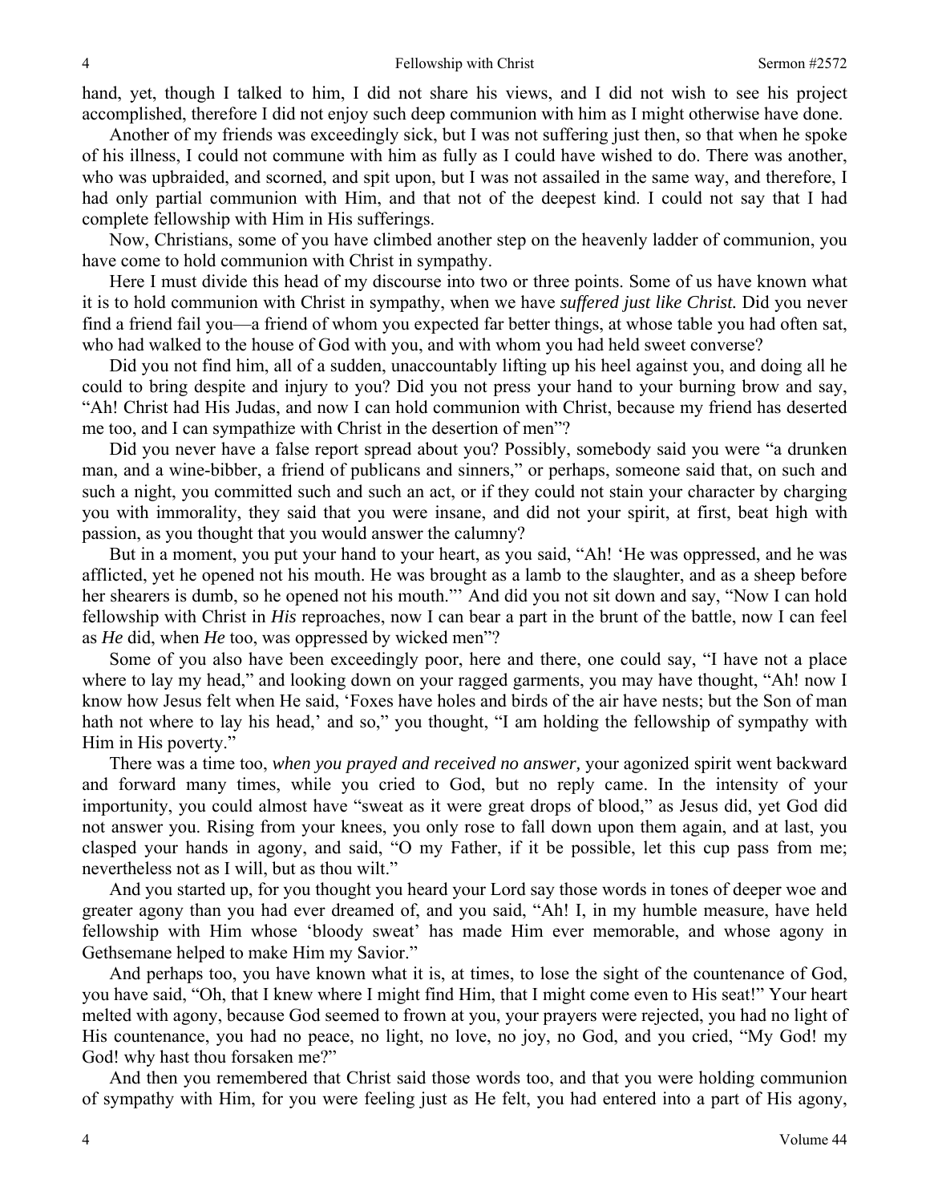hand, yet, though I talked to him, I did not share his views, and I did not wish to see his project accomplished, therefore I did not enjoy such deep communion with him as I might otherwise have done.

Another of my friends was exceedingly sick, but I was not suffering just then, so that when he spoke of his illness, I could not commune with him as fully as I could have wished to do. There was another, who was upbraided, and scorned, and spit upon, but I was not assailed in the same way, and therefore, I had only partial communion with Him, and that not of the deepest kind. I could not say that I had complete fellowship with Him in His sufferings.

Now, Christians, some of you have climbed another step on the heavenly ladder of communion, you have come to hold communion with Christ in sympathy.

Here I must divide this head of my discourse into two or three points. Some of us have known what it is to hold communion with Christ in sympathy, when we have *suffered just like Christ.* Did you never find a friend fail you—a friend of whom you expected far better things, at whose table you had often sat, who had walked to the house of God with you, and with whom you had held sweet converse?

Did you not find him, all of a sudden, unaccountably lifting up his heel against you, and doing all he could to bring despite and injury to you? Did you not press your hand to your burning brow and say, "Ah! Christ had His Judas, and now I can hold communion with Christ, because my friend has deserted me too, and I can sympathize with Christ in the desertion of men"?

Did you never have a false report spread about you? Possibly, somebody said you were "a drunken man, and a wine-bibber, a friend of publicans and sinners," or perhaps, someone said that, on such and such a night, you committed such and such an act, or if they could not stain your character by charging you with immorality, they said that you were insane, and did not your spirit, at first, beat high with passion, as you thought that you would answer the calumny?

But in a moment, you put your hand to your heart, as you said, "Ah! 'He was oppressed, and he was afflicted, yet he opened not his mouth. He was brought as a lamb to the slaughter, and as a sheep before her shearers is dumb, so he opened not his mouth."' And did you not sit down and say, "Now I can hold fellowship with Christ in *His* reproaches, now I can bear a part in the brunt of the battle, now I can feel as *He* did, when *He* too, was oppressed by wicked men"?

Some of you also have been exceedingly poor, here and there, one could say, "I have not a place where to lay my head," and looking down on your ragged garments, you may have thought, "Ah! now I know how Jesus felt when He said, 'Foxes have holes and birds of the air have nests; but the Son of man hath not where to lay his head,' and so," you thought, "I am holding the fellowship of sympathy with Him in His poverty."

There was a time too, *when you prayed and received no answer,* your agonized spirit went backward and forward many times, while you cried to God, but no reply came. In the intensity of your importunity, you could almost have "sweat as it were great drops of blood," as Jesus did, yet God did not answer you. Rising from your knees, you only rose to fall down upon them again, and at last, you clasped your hands in agony, and said, "O my Father, if it be possible, let this cup pass from me; nevertheless not as I will, but as thou wilt."

And you started up, for you thought you heard your Lord say those words in tones of deeper woe and greater agony than you had ever dreamed of, and you said, "Ah! I, in my humble measure, have held fellowship with Him whose 'bloody sweat' has made Him ever memorable, and whose agony in Gethsemane helped to make Him my Savior."

And perhaps too, you have known what it is, at times, to lose the sight of the countenance of God, you have said, "Oh, that I knew where I might find Him, that I might come even to His seat!" Your heart melted with agony, because God seemed to frown at you, your prayers were rejected, you had no light of His countenance, you had no peace, no light, no love, no joy, no God, and you cried, "My God! my God! why hast thou forsaken me?"

And then you remembered that Christ said those words too, and that you were holding communion of sympathy with Him, for you were feeling just as He felt, you had entered into a part of His agony,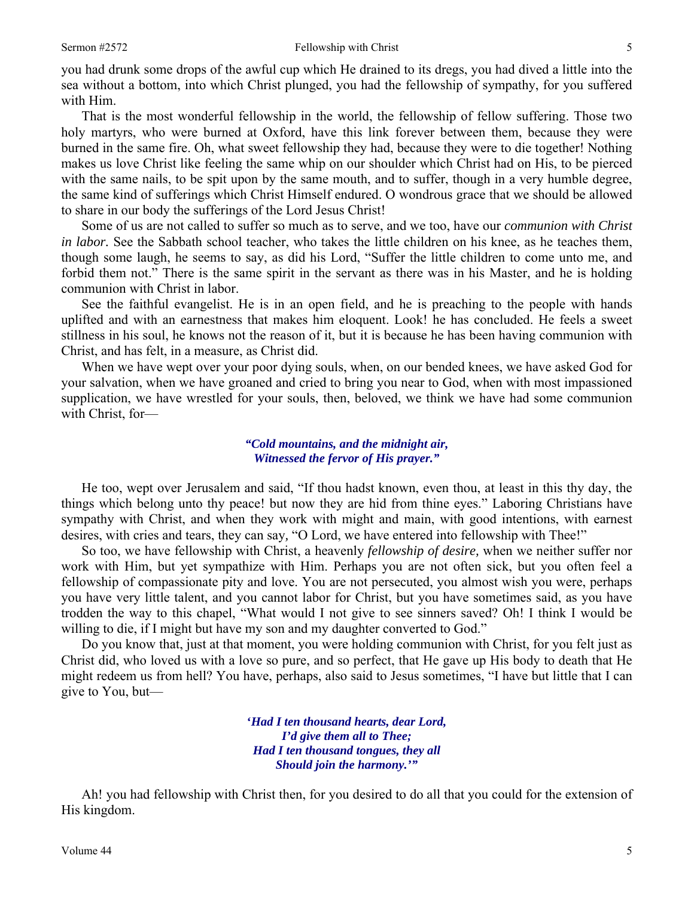you had drunk some drops of the awful cup which He drained to its dregs, you had dived a little into the sea without a bottom, into which Christ plunged, you had the fellowship of sympathy, for you suffered with Him.

That is the most wonderful fellowship in the world, the fellowship of fellow suffering. Those two holy martyrs, who were burned at Oxford, have this link forever between them, because they were burned in the same fire. Oh, what sweet fellowship they had, because they were to die together! Nothing makes us love Christ like feeling the same whip on our shoulder which Christ had on His, to be pierced with the same nails, to be spit upon by the same mouth, and to suffer, though in a very humble degree, the same kind of sufferings which Christ Himself endured. O wondrous grace that we should be allowed to share in our body the sufferings of the Lord Jesus Christ!

Some of us are not called to suffer so much as to serve, and we too, have our *communion with Christ in labor.* See the Sabbath school teacher, who takes the little children on his knee, as he teaches them, though some laugh, he seems to say, as did his Lord, "Suffer the little children to come unto me, and forbid them not." There is the same spirit in the servant as there was in his Master, and he is holding communion with Christ in labor.

See the faithful evangelist. He is in an open field, and he is preaching to the people with hands uplifted and with an earnestness that makes him eloquent. Look! he has concluded. He feels a sweet stillness in his soul, he knows not the reason of it, but it is because he has been having communion with Christ, and has felt, in a measure, as Christ did.

When we have wept over your poor dying souls, when, on our bended knees, we have asked God for your salvation, when we have groaned and cried to bring you near to God, when with most impassioned supplication, we have wrestled for your souls, then, beloved, we think we have had some communion with Christ, for—

> ***"Cold mountains, and the midnight air,***
> ***Witnessed the fervor of His prayer."***

He too, wept over Jerusalem and said, "If thou hadst known, even thou, at least in this thy day, the things which belong unto thy peace! but now they are hid from thine eyes." Laboring Christians have sympathy with Christ, and when they work with might and main, with good intentions, with earnest desires, with cries and tears, they can say, "O Lord, we have entered into fellowship with Thee!"

So too, we have fellowship with Christ, a heavenly *fellowship of desire,* when we neither suffer nor work with Him, but yet sympathize with Him. Perhaps you are not often sick, but you often feel a fellowship of compassionate pity and love. You are not persecuted, you almost wish you were, perhaps you have very little talent, and you cannot labor for Christ, but you have sometimes said, as you have trodden the way to this chapel, "What would I not give to see sinners saved? Oh! I think I would be willing to die, if I might but have my son and my daughter converted to God."

Do you know that, just at that moment, you were holding communion with Christ, for you felt just as Christ did, who loved us with a love so pure, and so perfect, that He gave up His body to death that He might redeem us from hell? You have, perhaps, also said to Jesus sometimes, "I have but little that I can give to You, but—

> ***'Had I ten thousand hearts, dear Lord,***
> ***I'd give them all to Thee;***
> ***Had I ten thousand tongues, they all***
> ***Should join the harmony.'"***

Ah! you had fellowship with Christ then, for you desired to do all that you could for the extension of His kingdom.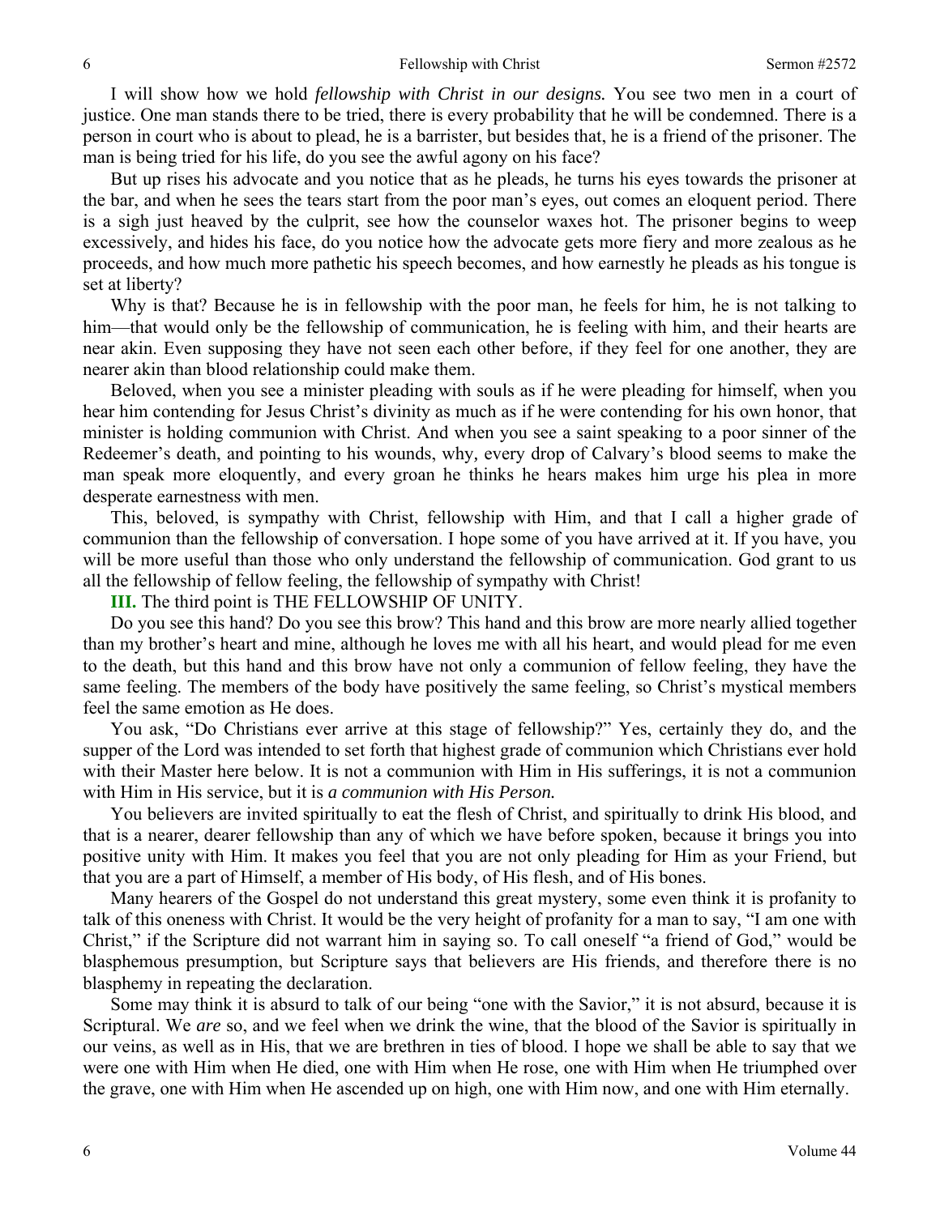I will show how we hold *fellowship with Christ in our designs.* You see two men in a court of justice. One man stands there to be tried, there is every probability that he will be condemned. There is a person in court who is about to plead, he is a barrister, but besides that, he is a friend of the prisoner. The man is being tried for his life, do you see the awful agony on his face?

But up rises his advocate and you notice that as he pleads, he turns his eyes towards the prisoner at the bar, and when he sees the tears start from the poor man's eyes, out comes an eloquent period. There is a sigh just heaved by the culprit, see how the counselor waxes hot. The prisoner begins to weep excessively, and hides his face, do you notice how the advocate gets more fiery and more zealous as he proceeds, and how much more pathetic his speech becomes, and how earnestly he pleads as his tongue is set at liberty?

Why is that? Because he is in fellowship with the poor man, he feels for him, he is not talking to him—that would only be the fellowship of communication, he is feeling with him, and their hearts are near akin. Even supposing they have not seen each other before, if they feel for one another, they are nearer akin than blood relationship could make them.

Beloved, when you see a minister pleading with souls as if he were pleading for himself, when you hear him contending for Jesus Christ's divinity as much as if he were contending for his own honor, that minister is holding communion with Christ. And when you see a saint speaking to a poor sinner of the Redeemer's death, and pointing to his wounds, why, every drop of Calvary's blood seems to make the man speak more eloquently, and every groan he thinks he hears makes him urge his plea in more desperate earnestness with men.

This, beloved, is sympathy with Christ, fellowship with Him, and that I call a higher grade of communion than the fellowship of conversation. I hope some of you have arrived at it. If you have, you will be more useful than those who only understand the fellowship of communication. God grant to us all the fellowship of fellow feeling, the fellowship of sympathy with Christ!

**III.** The third point is THE FELLOWSHIP OF UNITY.

Do you see this hand? Do you see this brow? This hand and this brow are more nearly allied together than my brother's heart and mine, although he loves me with all his heart, and would plead for me even to the death, but this hand and this brow have not only a communion of fellow feeling, they have the same feeling. The members of the body have positively the same feeling, so Christ's mystical members feel the same emotion as He does.

You ask, "Do Christians ever arrive at this stage of fellowship?" Yes, certainly they do, and the supper of the Lord was intended to set forth that highest grade of communion which Christians ever hold with their Master here below. It is not a communion with Him in His sufferings, it is not a communion with Him in His service, but it is *a communion with His Person.*

You believers are invited spiritually to eat the flesh of Christ, and spiritually to drink His blood, and that is a nearer, dearer fellowship than any of which we have before spoken, because it brings you into positive unity with Him. It makes you feel that you are not only pleading for Him as your Friend, but that you are a part of Himself, a member of His body, of His flesh, and of His bones.

Many hearers of the Gospel do not understand this great mystery, some even think it is profanity to talk of this oneness with Christ. It would be the very height of profanity for a man to say, "I am one with Christ," if the Scripture did not warrant him in saying so. To call oneself "a friend of God," would be blasphemous presumption, but Scripture says that believers are His friends, and therefore there is no blasphemy in repeating the declaration.

Some may think it is absurd to talk of our being "one with the Savior," it is not absurd, because it is Scriptural. We *are* so, and we feel when we drink the wine, that the blood of the Savior is spiritually in our veins, as well as in His, that we are brethren in ties of blood. I hope we shall be able to say that we were one with Him when He died, one with Him when He rose, one with Him when He triumphed over the grave, one with Him when He ascended up on high, one with Him now, and one with Him eternally.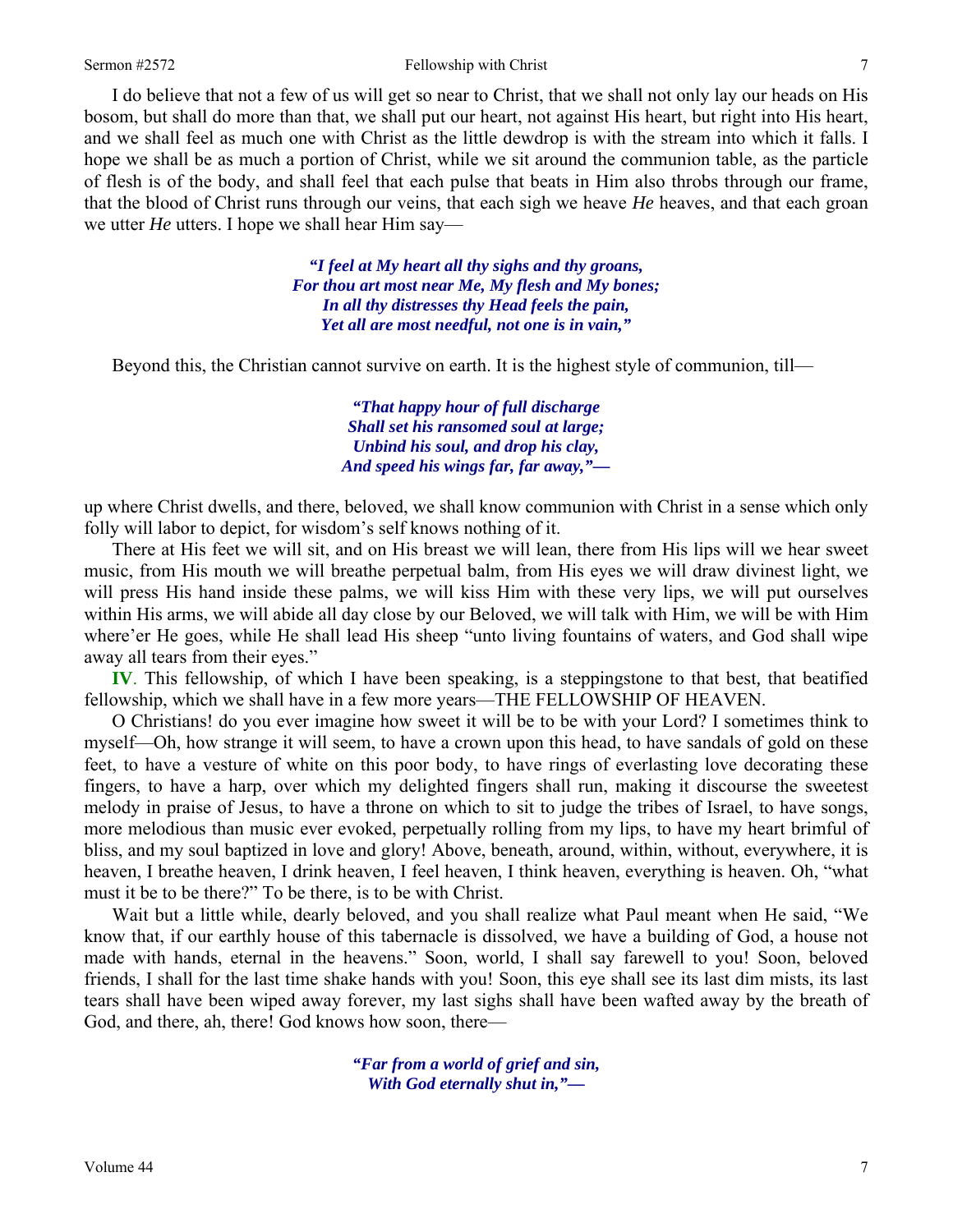I do believe that not a few of us will get so near to Christ, that we shall not only lay our heads on His bosom, but shall do more than that, we shall put our heart, not against His heart, but right into His heart, and we shall feel as much one with Christ as the little dewdrop is with the stream into which it falls. I hope we shall be as much a portion of Christ, while we sit around the communion table, as the particle of flesh is of the body, and shall feel that each pulse that beats in Him also throbs through our frame, that the blood of Christ runs through our veins, that each sigh we heave *He* heaves, and that each groan we utter *He* utters. I hope we shall hear Him say—

> ***"I feel at My heart all thy sighs and thy groans,***
> ***For thou art most near Me, My flesh and My bones;***
> ***In all thy distresses thy Head feels the pain,***
> ***Yet all are most needful, not one is in vain,"***

Beyond this, the Christian cannot survive on earth. It is the highest style of communion, till—

> ***"That happy hour of full discharge***
> ***Shall set his ransomed soul at large;***
> ***Unbind his soul, and drop his clay,***
> ***And speed his wings far, far away,"—***

up where Christ dwells, and there, beloved, we shall know communion with Christ in a sense which only folly will labor to depict, for wisdom's self knows nothing of it.

There at His feet we will sit, and on His breast we will lean, there from His lips will we hear sweet music, from His mouth we will breathe perpetual balm, from His eyes we will draw divinest light, we will press His hand inside these palms, we will kiss Him with these very lips, we will put ourselves within His arms, we will abide all day close by our Beloved, we will talk with Him, we will be with Him where'er He goes, while He shall lead His sheep "unto living fountains of waters, and God shall wipe away all tears from their eyes."

**IV**. This fellowship, of which I have been speaking, is a steppingstone to that best, that beatified fellowship, which we shall have in a few more years—THE FELLOWSHIP OF HEAVEN.

O Christians! do you ever imagine how sweet it will be to be with your Lord? I sometimes think to myself—Oh, how strange it will seem, to have a crown upon this head, to have sandals of gold on these feet, to have a vesture of white on this poor body, to have rings of everlasting love decorating these fingers, to have a harp, over which my delighted fingers shall run, making it discourse the sweetest melody in praise of Jesus, to have a throne on which to sit to judge the tribes of Israel, to have songs, more melodious than music ever evoked, perpetually rolling from my lips, to have my heart brimful of bliss, and my soul baptized in love and glory! Above, beneath, around, within, without, everywhere, it is heaven, I breathe heaven, I drink heaven, I feel heaven, I think heaven, everything is heaven. Oh, "what must it be to be there?" To be there, is to be with Christ.

Wait but a little while, dearly beloved, and you shall realize what Paul meant when He said, "We know that, if our earthly house of this tabernacle is dissolved, we have a building of God, a house not made with hands, eternal in the heavens." Soon, world, I shall say farewell to you! Soon, beloved friends, I shall for the last time shake hands with you! Soon, this eye shall see its last dim mists, its last tears shall have been wiped away forever, my last sighs shall have been wafted away by the breath of God, and there, ah, there! God knows how soon, there—

> ***"Far from a world of grief and sin,***
> ***With God eternally shut in,"—***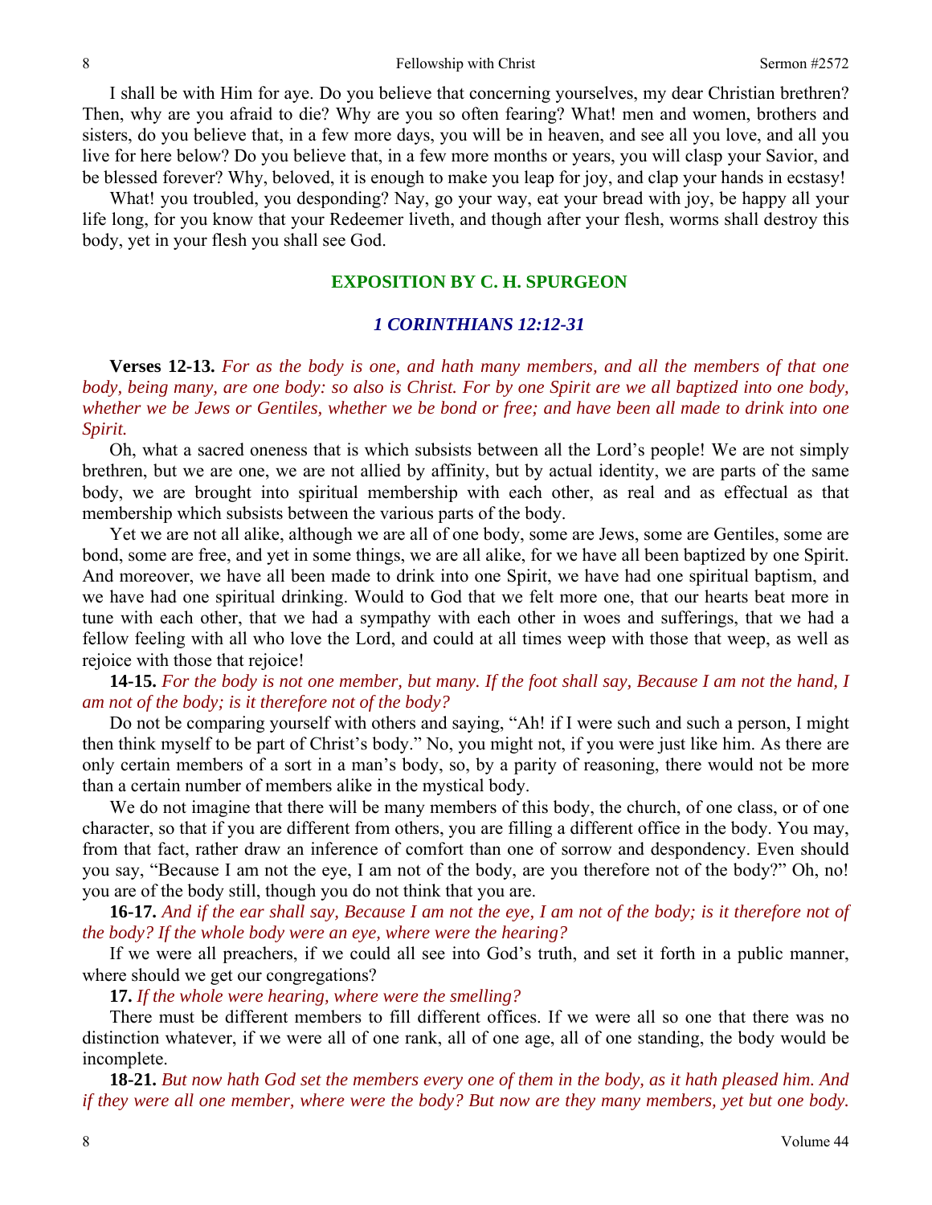I shall be with Him for aye. Do you believe that concerning yourselves, my dear Christian brethren? Then, why are you afraid to die? Why are you so often fearing? What! men and women, brothers and sisters, do you believe that, in a few more days, you will be in heaven, and see all you love, and all you live for here below? Do you believe that, in a few more months or years, you will clasp your Savior, and be blessed forever? Why, beloved, it is enough to make you leap for joy, and clap your hands in ecstasy!

What! you troubled, you desponding? Nay, go your way, eat your bread with joy, be happy all your life long, for you know that your Redeemer liveth, and though after your flesh, worms shall destroy this body, yet in your flesh you shall see God.

## EXPOSITION BY C. H. SPURGEON

### *1 CORINTHIANS 12:12-31*

**Verses 12-13.** *For as the body is one, and hath many members, and all the members of that one body, being many, are one body: so also is Christ. For by one Spirit are we all baptized into one body, whether we be Jews or Gentiles, whether we be bond or free; and have been all made to drink into one Spirit.*

Oh, what a sacred oneness that is which subsists between all the Lord's people! We are not simply brethren, but we are one, we are not allied by affinity, but by actual identity, we are parts of the same body, we are brought into spiritual membership with each other, as real and as effectual as that membership which subsists between the various parts of the body.

Yet we are not all alike, although we are all of one body, some are Jews, some are Gentiles, some are bond, some are free, and yet in some things, we are all alike, for we have all been baptized by one Spirit. And moreover, we have all been made to drink into one Spirit, we have had one spiritual baptism, and we have had one spiritual drinking. Would to God that we felt more one, that our hearts beat more in tune with each other, that we had a sympathy with each other in woes and sufferings, that we had a fellow feeling with all who love the Lord, and could at all times weep with those that weep, as well as rejoice with those that rejoice!

**14-15.** *For the body is not one member, but many. If the foot shall say, Because I am not the hand, I am not of the body; is it therefore not of the body?*

Do not be comparing yourself with others and saying, "Ah! if I were such and such a person, I might then think myself to be part of Christ's body." No, you might not, if you were just like him. As there are only certain members of a sort in a man's body, so, by a parity of reasoning, there would not be more than a certain number of members alike in the mystical body.

We do not imagine that there will be many members of this body, the church, of one class, or of one character, so that if you are different from others, you are filling a different office in the body. You may, from that fact, rather draw an inference of comfort than one of sorrow and despondency. Even should you say, "Because I am not the eye, I am not of the body, are you therefore not of the body?" Oh, no! you are of the body still, though you do not think that you are.

**16-17.** *And if the ear shall say, Because I am not the eye, I am not of the body; is it therefore not of the body? If the whole body were an eye, where were the hearing?*

If we were all preachers, if we could all see into God's truth, and set it forth in a public manner, where should we get our congregations?

**17.** *If the whole were hearing, where were the smelling?*

There must be different members to fill different offices. If we were all so one that there was no distinction whatever, if we were all of one rank, all of one age, all of one standing, the body would be incomplete.

**18-21.** *But now hath God set the members every one of them in the body, as it hath pleased him. And if they were all one member, where were the body? But now are they many members, yet but one body.*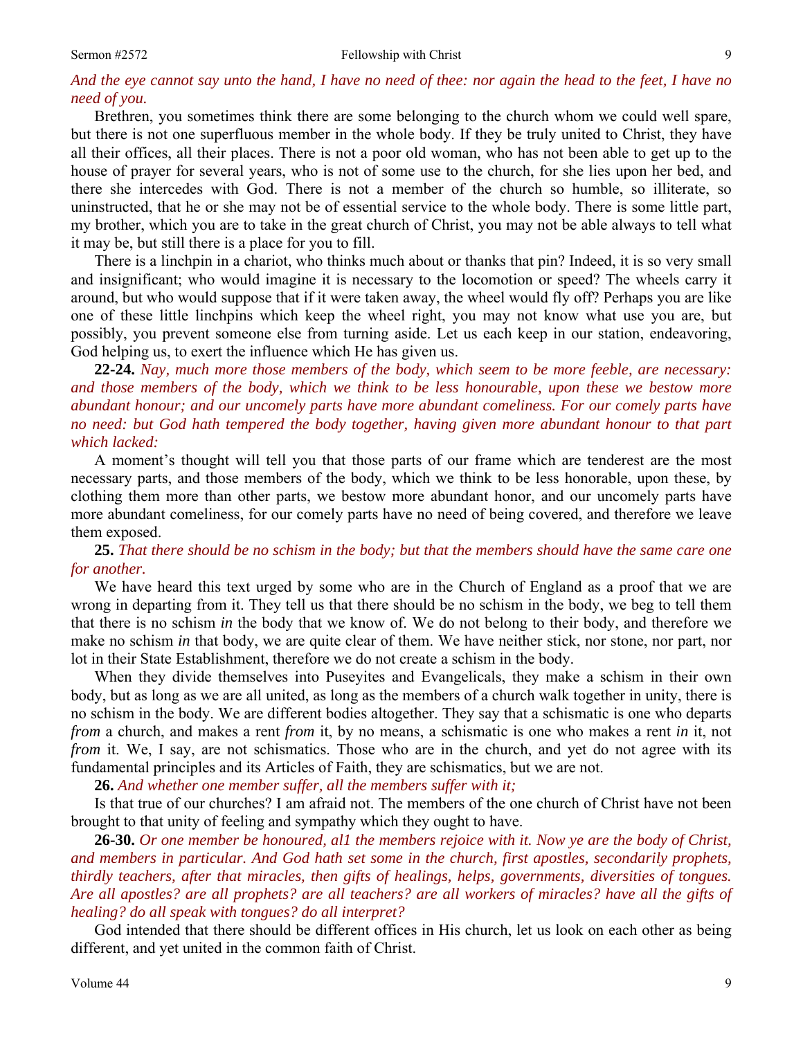*And the eye cannot say unto the hand, I have no need of thee: nor again the head to the feet, I have no need of you.*

Brethren, you sometimes think there are some belonging to the church whom we could well spare, but there is not one superfluous member in the whole body. If they be truly united to Christ, they have all their offices, all their places. There is not a poor old woman, who has not been able to get up to the house of prayer for several years, who is not of some use to the church, for she lies upon her bed, and there she intercedes with God. There is not a member of the church so humble, so illiterate, so uninstructed, that he or she may not be of essential service to the whole body. There is some little part, my brother, which you are to take in the great church of Christ, you may not be able always to tell what it may be, but still there is a place for you to fill.

There is a linchpin in a chariot, who thinks much about or thanks that pin? Indeed, it is so very small and insignificant; who would imagine it is necessary to the locomotion or speed? The wheels carry it around, but who would suppose that if it were taken away, the wheel would fly off? Perhaps you are like one of these little linchpins which keep the wheel right, you may not know what use you are, but possibly, you prevent someone else from turning aside. Let us each keep in our station, endeavoring, God helping us, to exert the influence which He has given us.

**22-24.** *Nay, much more those members of the body, which seem to be more feeble, are necessary: and those members of the body, which we think to be less honourable, upon these we bestow more abundant honour; and our uncomely parts have more abundant comeliness. For our comely parts have no need: but God hath tempered the body together, having given more abundant honour to that part which lacked:*

A moment's thought will tell you that those parts of our frame which are tenderest are the most necessary parts, and those members of the body, which we think to be less honorable, upon these, by clothing them more than other parts, we bestow more abundant honor, and our uncomely parts have more abundant comeliness, for our comely parts have no need of being covered, and therefore we leave them exposed.

**25.** *That there should be no schism in the body; but that the members should have the same care one for another.*

We have heard this text urged by some who are in the Church of England as a proof that we are wrong in departing from it. They tell us that there should be no schism in the body, we beg to tell them that there is no schism *in* the body that we know of. We do not belong to their body, and therefore we make no schism *in* that body, we are quite clear of them. We have neither stick, nor stone, nor part, nor lot in their State Establishment, therefore we do not create a schism in the body.

When they divide themselves into Puseyites and Evangelicals, they make a schism in their own body, but as long as we are all united, as long as the members of a church walk together in unity, there is no schism in the body. We are different bodies altogether. They say that a schismatic is one who departs *from* a church, and makes a rent *from* it, by no means, a schismatic is one who makes a rent *in* it, not *from* it. We, I say, are not schismatics. Those who are in the church, and yet do not agree with its fundamental principles and its Articles of Faith, they are schismatics, but we are not.

**26.** *And whether one member suffer, all the members suffer with it;*

Is that true of our churches? I am afraid not. The members of the one church of Christ have not been brought to that unity of feeling and sympathy which they ought to have.

**26-30.** *Or one member be honoured, al1 the members rejoice with it. Now ye are the body of Christ, and members in particular. And God hath set some in the church, first apostles, secondarily prophets, thirdly teachers, after that miracles, then gifts of healings, helps, governments, diversities of tongues. Are all apostles? are all prophets? are all teachers? are all workers of miracles? have all the gifts of healing? do all speak with tongues? do all interpret?*

God intended that there should be different offices in His church, let us look on each other as being different, and yet united in the common faith of Christ.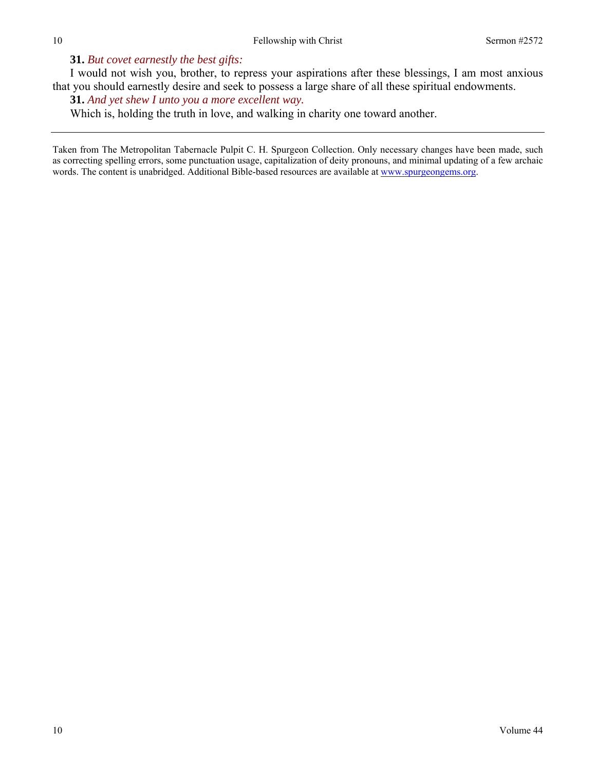**31.** *But covet earnestly the best gifts:*

I would not wish you, brother, to repress your aspirations after these blessings, I am most anxious that you should earnestly desire and seek to possess a large share of all these spiritual endowments.

**31.** *And yet shew I unto you a more excellent way.*

Which is, holding the truth in love, and walking in charity one toward another.

---

Taken from The Metropolitan Tabernacle Pulpit C. H. Spurgeon Collection. Only necessary changes have been made, such as correcting spelling errors, some punctuation usage, capitalization of deity pronouns, and minimal updating of a few archaic words. The content is unabridged. Additional Bible-based resources are available at www.spurgeongems.org.